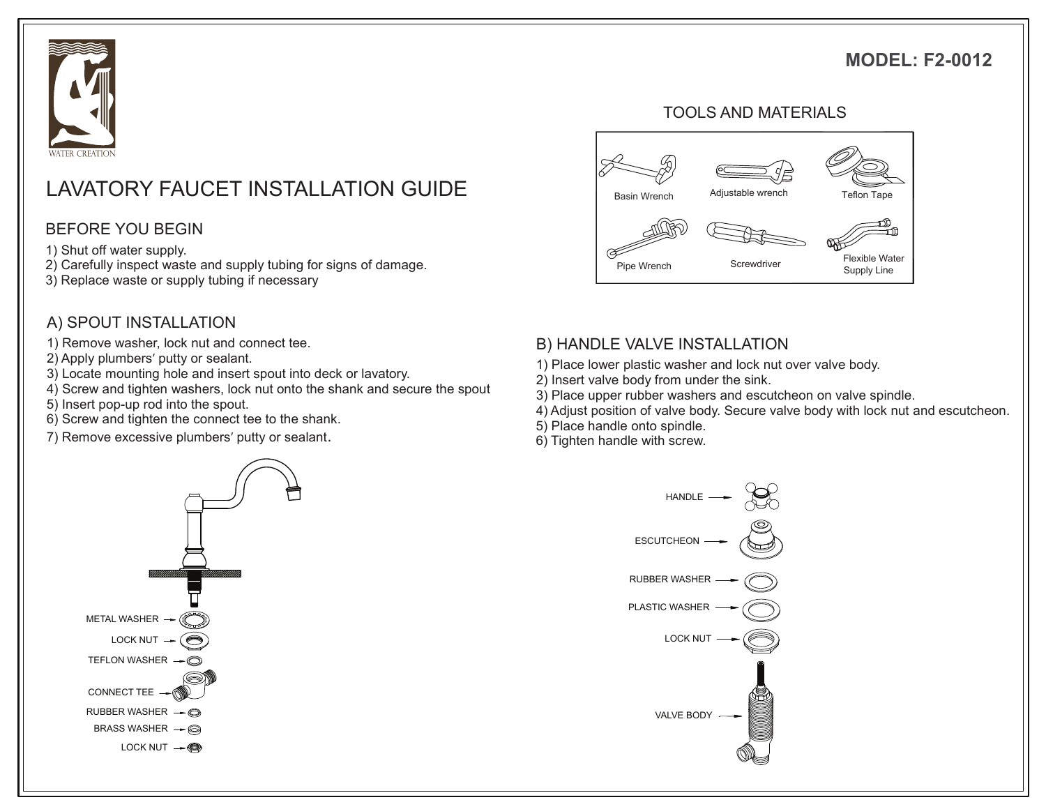WATER CREATION

**MODEL: F2-0012**

# LAVATORY FAUCET INSTALLATION GUIDE

## TOOLS AND MATERIALS

- Basin Wrench
- Adjustable wrench
- Teflon Tape
- Pipe Wrench
- Screwdriver
- Flexible Water Supply Line

## BEFORE YOU BEGIN

1) Shut off water supply.
2) Carefully inspect waste and supply tubing for signs of damage.
3) Replace waste or supply tubing if necessary

## A) SPOUT INSTALLATION

1) Remove washer, lock nut and connect tee.
2) Apply plumbers′ putty or sealant.
3) Locate mounting hole and insert spout into deck or lavatory.
4) Screw and tighten washers, lock nut onto the shank and secure the spout
5) Insert pop-up rod into the spout.
6) Screw and tighten the connect tee to the shank.
7) Remove excessive plumbers′ putty or sealant.

METAL WASHER
LOCK NUT
TEFLON WASHER
CONNECT TEE
RUBBER WASHER
BRASS WASHER
LOCK NUT

## B) HANDLE VALVE INSTALLATION

1) Place lower plastic washer and lock nut over valve body.
2) Insert valve body from under the sink.
3) Place upper rubber washers and escutcheon on valve spindle.
4) Adjust position of valve body. Secure valve body with lock nut and escutcheon.
5) Place handle onto spindle.
6) Tighten handle with screw.

HANDLE
ESCUTCHEON
RUBBER WASHER
PLASTIC WASHER
LOCK NUT
VALVE BODY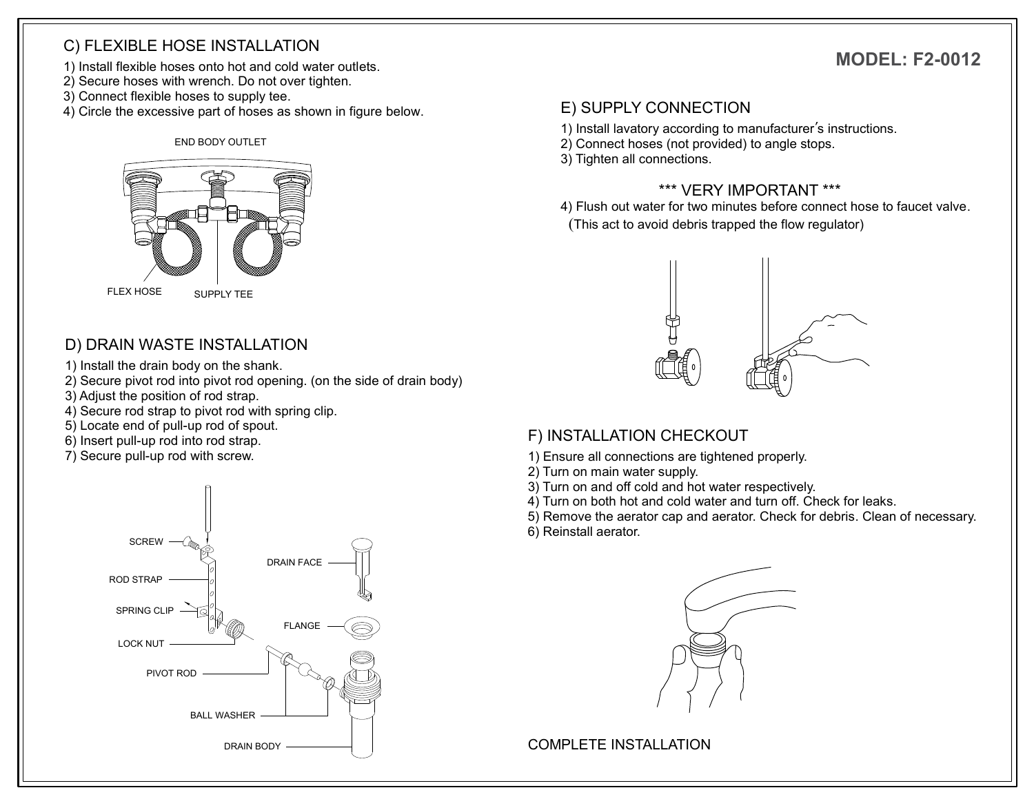**MODEL: F2-0012**

## C) FLEXIBLE HOSE INSTALLATION

1) Install flexible hoses onto hot and cold water outlets.
2) Secure hoses with wrench. Do not over tighten.
3) Connect flexible hoses to supply tee.
4) Circle the excessive part of hoses as shown in figure below.

END BODY OUTLET

FLEX HOSE

SUPPLY TEE

## D) DRAIN WASTE INSTALLATION

1) Install the drain body on the shank.
2) Secure pivot rod into pivot rod opening. (on the side of drain body)
3) Adjust the position of rod strap.
4) Secure rod strap to pivot rod with spring clip.
5) Locate end of pull-up rod of spout.
6) Insert pull-up rod into rod strap.
7) Secure pull-up rod with screw.

SCREW

ROD STRAP

SPRING CLIP

LOCK NUT

PIVOT ROD

BALL WASHER

DRAIN BODY

DRAIN FACE

FLANGE

## E) SUPPLY CONNECTION

1) Install lavatory according to manufacturer's instructions.
2) Connect hoses (not provided) to angle stops.
3) Tighten all connections.

\*\*\* VERY IMPORTANT \*\*\*

4) Flush out water for two minutes before connect hose to faucet valve.
(This act to avoid debris trapped the flow regulator)

## F) INSTALLATION CHECKOUT

1) Ensure all connections are tightened properly.
2) Turn on main water supply.
3) Turn on and off cold and hot water respectively.
4) Turn on both hot and cold water and turn off. Check for leaks.
5) Remove the aerator cap and aerator. Check for debris. Clean of necessary.
6) Reinstall aerator.

COMPLETE INSTALLATION